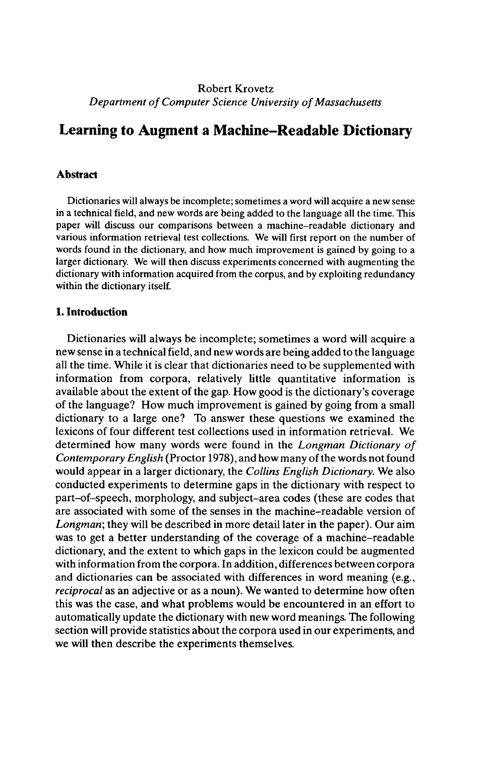Robert Krovetz

*Department of Computer Science University of Massachusetts*

# Learning to Augment a Machine–Readable Dictionary

### Abstract

Dictionaries will always be incomplete; sometimes a word will acquire a new sense in a technical field, and new words are being added to the language all the time. This paper will discuss our comparisons between a machine-readable dictionary and various information retrieval test collections. We will first report on the number of words found in the dictionary, and how much improvement is gained by going to a larger dictionary. We will then discuss experiments concerned with augmenting the dictionary with information acquired from the corpus, and by exploiting redundancy within the dictionary itself.

## 1. Introduction

Dictionaries will always be incomplete; sometimes a word will acquire a new sense in a technical field, and new words are being added to the language all the time. While it is clear that dictionaries need to be supplemented with information from corpora, relatively little quantitative information is available about the extent of the gap. How good is the dictionary's coverage of the language? How much improvement is gained by going from a small dictionary to a large one? To answer these questions we examined the lexicons of four different test collections used in information retrieval. We determined how many words were found in the *Longman Dictionary of Contemporary English* (Proctor 1978), and how many of the words not found would appear in a larger dictionary, the *Collins English Dictionary*. We also conducted experiments to determine gaps in the dictionary with respect to part–of–speech, morphology, and subject–area codes (these are codes that are associated with some of the senses in the machine–readable version of *Longman*; they will be described in more detail later in the paper). Our aim was to get a better understanding of the coverage of a machine–readable dictionary, and the extent to which gaps in the lexicon could be augmented with information from the corpora. In addition, differences between corpora and dictionaries can be associated with differences in word meaning (e.g., *reciprocal* as an adjective or as a noun). We wanted to determine how often this was the case, and what problems would be encountered in an effort to automatically update the dictionary with new word meanings. The following section will provide statistics about the corpora used in our experiments, and we will then describe the experiments themselves.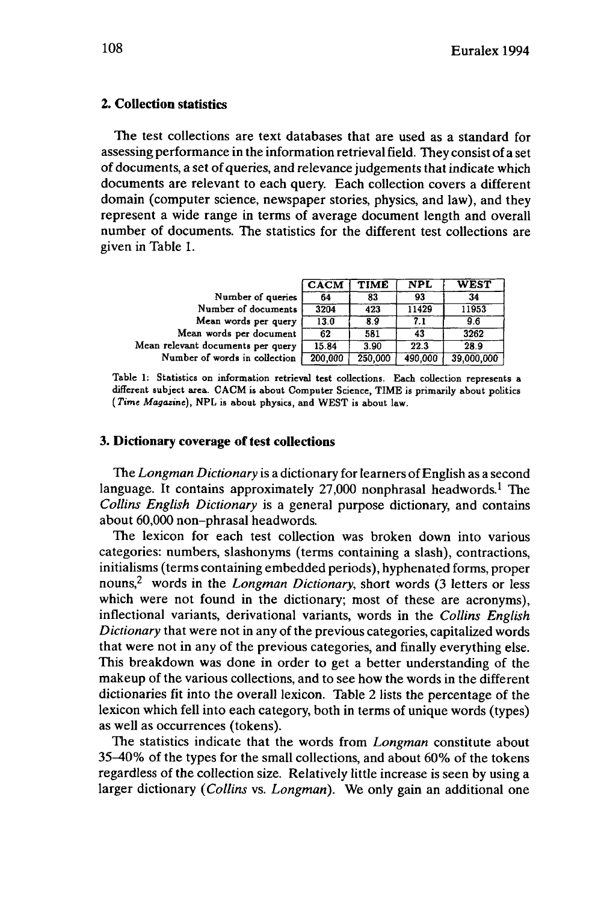## 2. Collection statistics

The test collections are text databases that are used as a standard for assessing performance in the information retrieval field. They consist of a set of documents, a set of queries, and relevance judgements that indicate which documents are relevant to each query. Each collection covers a different domain (computer science, newspaper stories, physics, and law), and they represent a wide range in terms of average document length and overall number of documents. The statistics for the different test collections are given in Table 1.

| | CACM | TIME | NPL | WEST |
|---|---|---|---|---|
| Number of queries | 64 | 83 | 93 | 34 |
| Number of documents | 3204 | 423 | 11429 | 11953 |
| Mean words per query | 13.0 | 8.9 | 7.1 | 9.6 |
| Mean words per document | 62 | 581 | 43 | 3262 |
| Mean relevant documents per query | 15.84 | 3.90 | 22.3 | 28.9 |
| Number of words in collection | 200,000 | 250,000 | 490,000 | 39,000,000 |

Table 1: Statistics on information retrieval test collections. Each collection represents a different subject area. CACM is about Computer Science, TIME is primarily about politics (*Time Magazine*), NPL is about physics, and WEST is about law.

## 3. Dictionary coverage of test collections

The *Longman Dictionary* is a dictionary for learners of English as a second language. It contains approximately 27,000 nonphrasal headwords.[1] The *Collins English Dictionary* is a general purpose dictionary, and contains about 60,000 non-phrasal headwords.

The lexicon for each test collection was broken down into various categories: numbers, slashonyms (terms containing a slash), contractions, initialisms (terms containing embedded periods), hyphenated forms, proper nouns,[2] words in the *Longman Dictionary*, short words (3 letters or less which were not found in the dictionary; most of these are acronyms), inflectional variants, derivational variants, words in the *Collins English Dictionary* that were not in any of the previous categories, capitalized words that were not in any of the previous categories, and finally everything else. This breakdown was done in order to get a better understanding of the makeup of the various collections, and to see how the words in the different dictionaries fit into the overall lexicon. Table 2 lists the percentage of the lexicon which fell into each category, both in terms of unique words (types) as well as occurrences (tokens).

The statistics indicate that the words from *Longman* constitute about 35–40% of the types for the small collections, and about 60% of the tokens regardless of the collection size. Relatively little increase is seen by using a larger dictionary (*Collins* vs. *Longman*). We only gain an additional one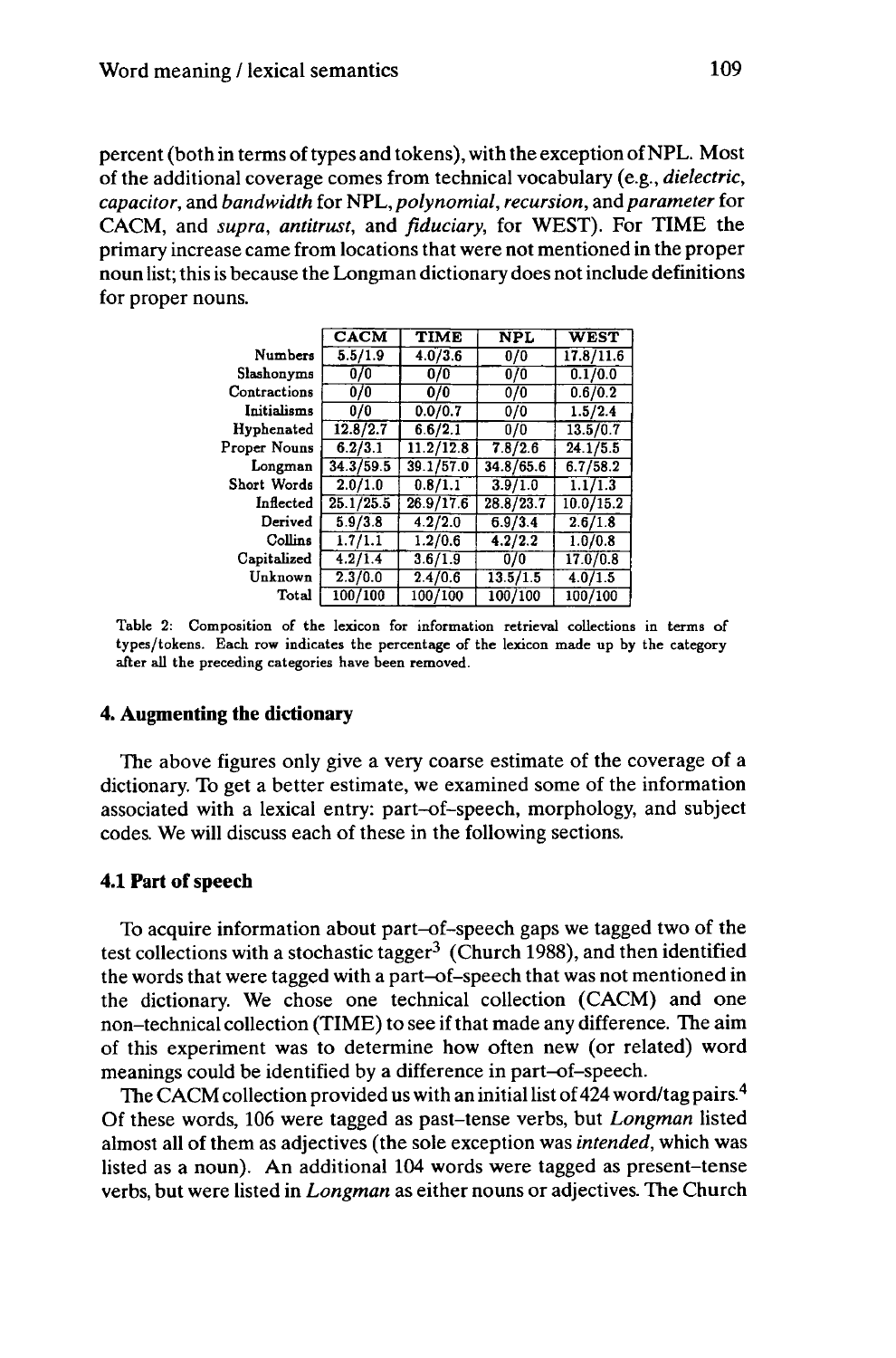percent (both in terms of types and tokens), with the exception of NPL. Most of the additional coverage comes from technical vocabulary (e.g., *dielectric*, *capacitor*, and *bandwidth* for NPL, *polynomial*, *recursion*, and *parameter* for CACM, and *supra*, *antitrust*, and *fiduciary*, for WEST). For TIME the primary increase came from locations that were not mentioned in the proper noun list; this is because the Longman dictionary does not include definitions for proper nouns.

| | CACM | TIME | NPL | WEST |
|---|---|---|---|---|
| Numbers | 5.5/1.9 | 4.0/3.6 | 0/0 | 17.8/11.6 |
| Slashonyms | 0/0 | 0/0 | 0/0 | 0.1/0.0 |
| Contractions | 0/0 | 0/0 | 0/0 | 0.6/0.2 |
| Initialisms | 0/0 | 0.0/0.7 | 0/0 | 1.5/2.4 |
| Hyphenated | 12.8/2.7 | 6.6/2.1 | 0/0 | 13.5/0.7 |
| Proper Nouns | 6.2/3.1 | 11.2/12.8 | 7.8/2.6 | 24.1/5.5 |
| Longman | 34.3/59.5 | 39.1/57.0 | 34.8/65.6 | 6.7/58.2 |
| Short Words | 2.0/1.0 | 0.8/1.1 | 3.9/1.0 | 1.1/1.3 |
| Inflected | 25.1/25.5 | 26.9/17.6 | 28.8/23.7 | 10.0/15.2 |
| Derived | 5.9/3.8 | 4.2/2.0 | 6.9/3.4 | 2.6/1.8 |
| Collins | 1.7/1.1 | 1.2/0.6 | 4.2/2.2 | 1.0/0.8 |
| Capitalized | 4.2/1.4 | 3.6/1.9 | 0/0 | 17.0/0.8 |
| Unknown | 2.3/0.0 | 2.4/0.6 | 13.5/1.5 | 4.0/1.5 |
| Total | 100/100 | 100/100 | 100/100 | 100/100 |

Table 2: Composition of the lexicon for information retrieval collections in terms of types/tokens. Each row indicates the percentage of the lexicon made up by the category after all the preceding categories have been removed.

## 4. Augmenting the dictionary

The above figures only give a very coarse estimate of the coverage of a dictionary. To get a better estimate, we examined some of the information associated with a lexical entry: part–of–speech, morphology, and subject codes. We will discuss each of these in the following sections.

### 4.1 Part of speech

To acquire information about part–of–speech gaps we tagged two of the test collections with a stochastic tagger[3] (Church 1988), and then identified the words that were tagged with a part–of–speech that was not mentioned in the dictionary. We chose one technical collection (CACM) and one non–technical collection (TIME) to see if that made any difference. The aim of this experiment was to determine how often new (or related) word meanings could be identified by a difference in part–of–speech.

The CACM collection provided us with an initial list of 424 word/tag pairs.[4] Of these words, 106 were tagged as past–tense verbs, but *Longman* listed almost all of them as adjectives (the sole exception was *intended*, which was listed as a noun). An additional 104 words were tagged as present–tense verbs, but were listed in *Longman* as either nouns or adjectives. The Church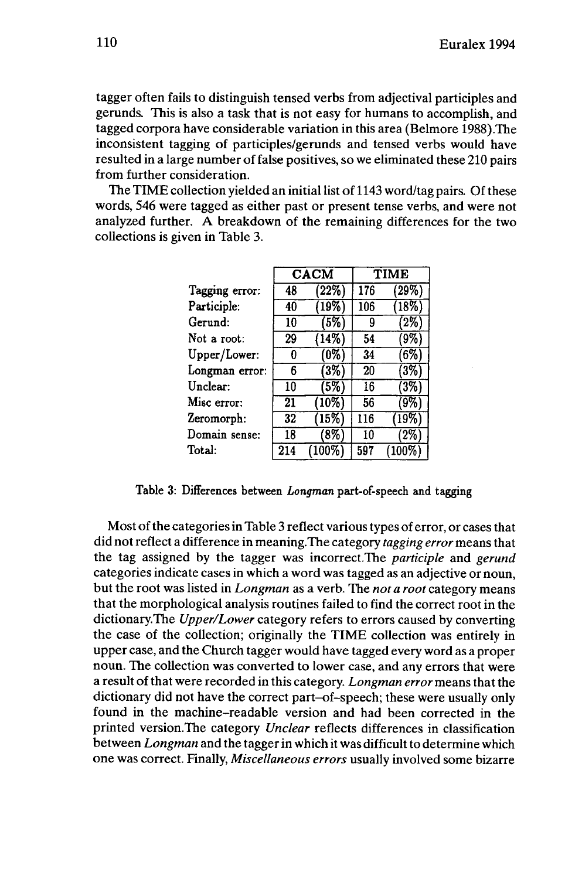tagger often fails to distinguish tensed verbs from adjectival participles and gerunds. This is also a task that is not easy for humans to accomplish, and tagged corpora have considerable variation in this area (Belmore 1988).The inconsistent tagging of participles/gerunds and tensed verbs would have resulted in a large number of false positives, so we eliminated these 210 pairs from further consideration.

The TIME collection yielded an initial list of 1143 word/tag pairs. Of these words, 546 were tagged as either past or present tense verbs, and were not analyzed further. A breakdown of the remaining differences for the two collections is given in Table 3.

| | CACM | | TIME | |
|---|---|---|---|---|
| Tagging error: | 48 | (22%) | 176 | (29%) |
| Participle: | 40 | (19%) | 106 | (18%) |
| Gerund: | 10 | (5%) | 9 | (2%) |
| Not a root: | 29 | (14%) | 54 | (9%) |
| Upper/Lower: | 0 | (0%) | 34 | (6%) |
| Longman error: | 6 | (3%) | 20 | (3%) |
| Unclear: | 10 | (5%) | 16 | (3%) |
| Misc error: | 21 | (10%) | 56 | (9%) |
| Zeromorph: | 32 | (15%) | 116 | (19%) |
| Domain sense: | 18 | (8%) | 10 | (2%) |
| Total: | 214 | (100%) | 597 | (100%) |

Table 3: Differences between *Longman* part-of-speech and tagging

Most of the categories in Table 3 reflect various types of error, or cases that did not reflect a difference in meaning.The category *tagging error* means that the tag assigned by the tagger was incorrect.The *participle* and *gerund* categories indicate cases in which a word was tagged as an adjective or noun, but the root was listed in *Longman* as a verb. The *not a root* category means that the morphological analysis routines failed to find the correct root in the dictionary.The *Upper/Lower* category refers to errors caused by converting the case of the collection; originally the TIME collection was entirely in upper case, and the Church tagger would have tagged every word as a proper noun. The collection was converted to lower case, and any errors that were a result of that were recorded in this category. *Longman error* means that the dictionary did not have the correct part–of–speech; these were usually only found in the machine–readable version and had been corrected in the printed version.The category *Unclear* reflects differences in classification between *Longman* and the tagger in which it was difficult to determine which one was correct. Finally, *Miscellaneous errors* usually involved some bizarre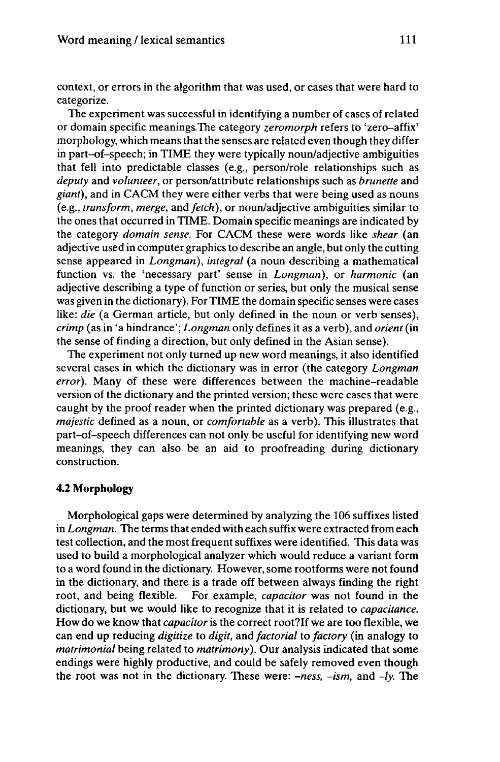context, or errors in the algorithm that was used, or cases that were hard to categorize.

The experiment was successful in identifying a number of cases of related or domain specific meanings.The category *zeromorph* refers to 'zero–affix' morphology, which means that the senses are related even though they differ in part–of–speech; in TIME they were typically noun/adjective ambiguities that fell into predictable classes (e.g., person/role relationships such as *deputy* and *volunteer*, or person/attribute relationships such as *brunette* and *giant*), and in CACM they were either verbs that were being used as nouns (e.g., *transform*, *merge*, and *fetch*), or noun/adjective ambiguities similar to the ones that occurred in TIME. Domain specific meanings are indicated by the category *domain sense*. For CACM these were words like *shear* (an adjective used in computer graphics to describe an angle, but only the cutting sense appeared in *Longman*), *integral* (a noun describing a mathematical function vs. the 'necessary part' sense in *Longman*), or *harmonic* (an adjective describing a type of function or series, but only the musical sense was given in the dictionary). For TIME the domain specific senses were cases like: *die* (a German article, but only defined in the noun or verb senses), *crimp* (as in 'a hindrance'; *Longman* only defines it as a verb), and *orient* (in the sense of finding a direction, but only defined in the Asian sense).

The experiment not only turned up new word meanings, it also identified several cases in which the dictionary was in error (the category *Longman error*). Many of these were differences between the machine–readable version of the dictionary and the printed version; these were cases that were caught by the proof reader when the printed dictionary was prepared (e.g., *majestic* defined as a noun, or *comfortable* as a verb). This illustrates that part–of–speech differences can not only be useful for identifying new word meanings, they can also be an aid to proofreading during dictionary construction.

### 4.2 Morphology

Morphological gaps were determined by analyzing the 106 suffixes listed in *Longman*. The terms that ended with each suffix were extracted from each test collection, and the most frequent suffixes were identified. This data was used to build a morphological analyzer which would reduce a variant form to a word found in the dictionary. However, some rootforms were not found in the dictionary, and there is a trade off between always finding the right root, and being flexible. For example, *capacitor* was not found in the dictionary, but we would like to recognize that it is related to *capacitance*. How do we know that *capacitor* is the correct root?If we are too flexible, we can end up reducing *digitize* to *digit*, and *factorial* to *factory* (in analogy to *matrimonial* being related to *matrimony*). Our analysis indicated that some endings were highly productive, and could be safely removed even though the root was not in the dictionary. These were: *–ness*, *–ism*, and *–ly*. The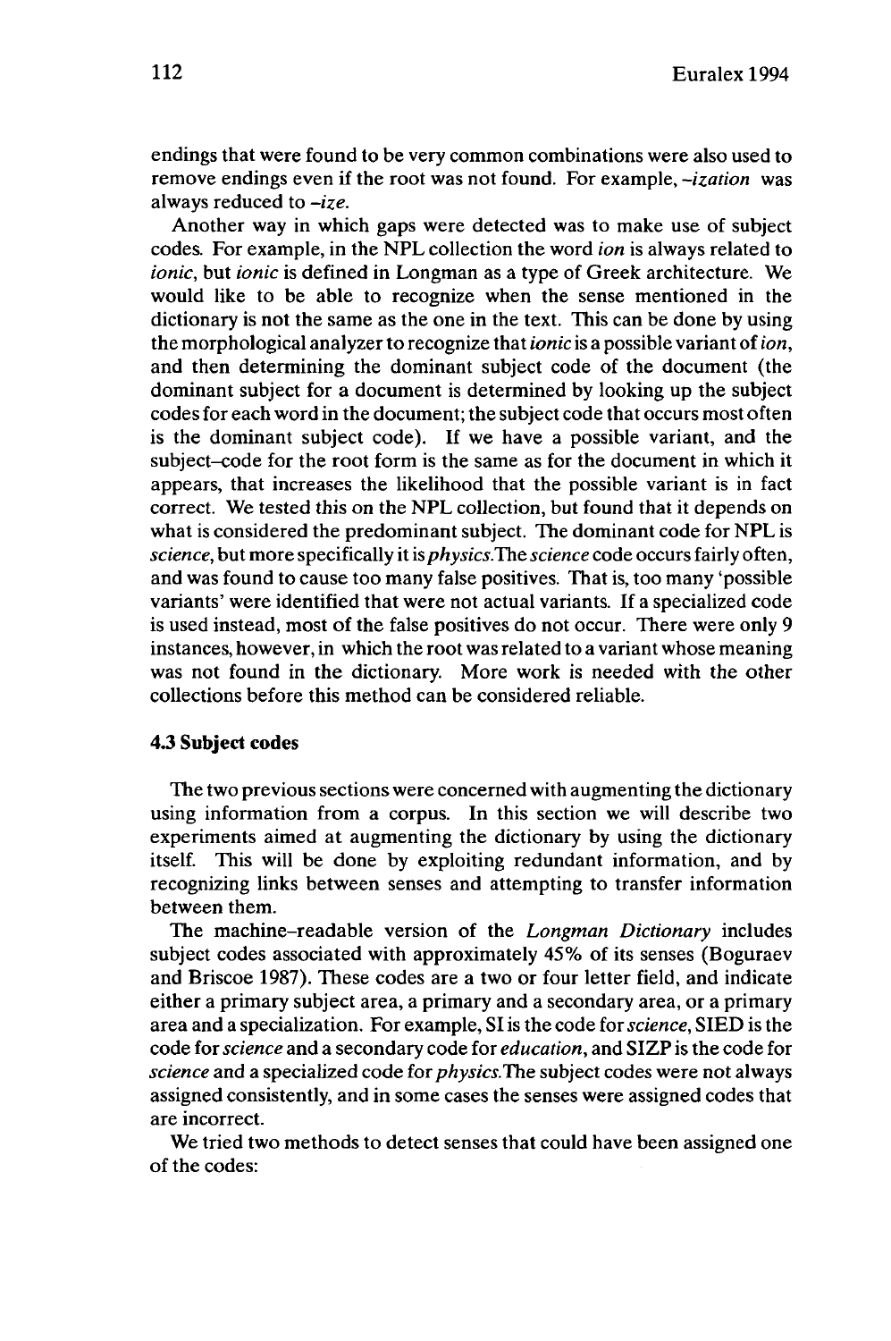endings that were found to be very common combinations were also used to remove endings even if the root was not found. For example, *-ization* was always reduced to *-ize*.

Another way in which gaps were detected was to make use of subject codes. For example, in the NPL collection the word *ion* is always related to *ionic*, but *ionic* is defined in Longman as a type of Greek architecture. We would like to be able to recognize when the sense mentioned in the dictionary is not the same as the one in the text. This can be done by using the morphological analyzer to recognize that *ionic* is a possible variant of *ion*, and then determining the dominant subject code of the document (the dominant subject for a document is determined by looking up the subject codes for each word in the document; the subject code that occurs most often is the dominant subject code). If we have a possible variant, and the subject–code for the root form is the same as for the document in which it appears, that increases the likelihood that the possible variant is in fact correct. We tested this on the NPL collection, but found that it depends on what is considered the predominant subject. The dominant code for NPL is *science*, but more specifically it is *physics*.The *science* code occurs fairly often, and was found to cause too many false positives. That is, too many 'possible variants' were identified that were not actual variants. If a specialized code is used instead, most of the false positives do not occur. There were only 9 instances, however, in which the root was related to a variant whose meaning was not found in the dictionary. More work is needed with the other collections before this method can be considered reliable.

### 4.3 Subject codes

The two previous sections were concerned with augmenting the dictionary using information from a corpus. In this section we will describe two experiments aimed at augmenting the dictionary by using the dictionary itself. This will be done by exploiting redundant information, and by recognizing links between senses and attempting to transfer information between them.

The machine–readable version of the *Longman Dictionary* includes subject codes associated with approximately 45% of its senses (Boguraev and Briscoe 1987). These codes are a two or four letter field, and indicate either a primary subject area, a primary and a secondary area, or a primary area and a specialization. For example, SI is the code for *science*, SIED is the code for *science* and a secondary code for *education*, and SIZP is the code for *science* and a specialized code for *physics*.The subject codes were not always assigned consistently, and in some cases the senses were assigned codes that are incorrect.

We tried two methods to detect senses that could have been assigned one of the codes: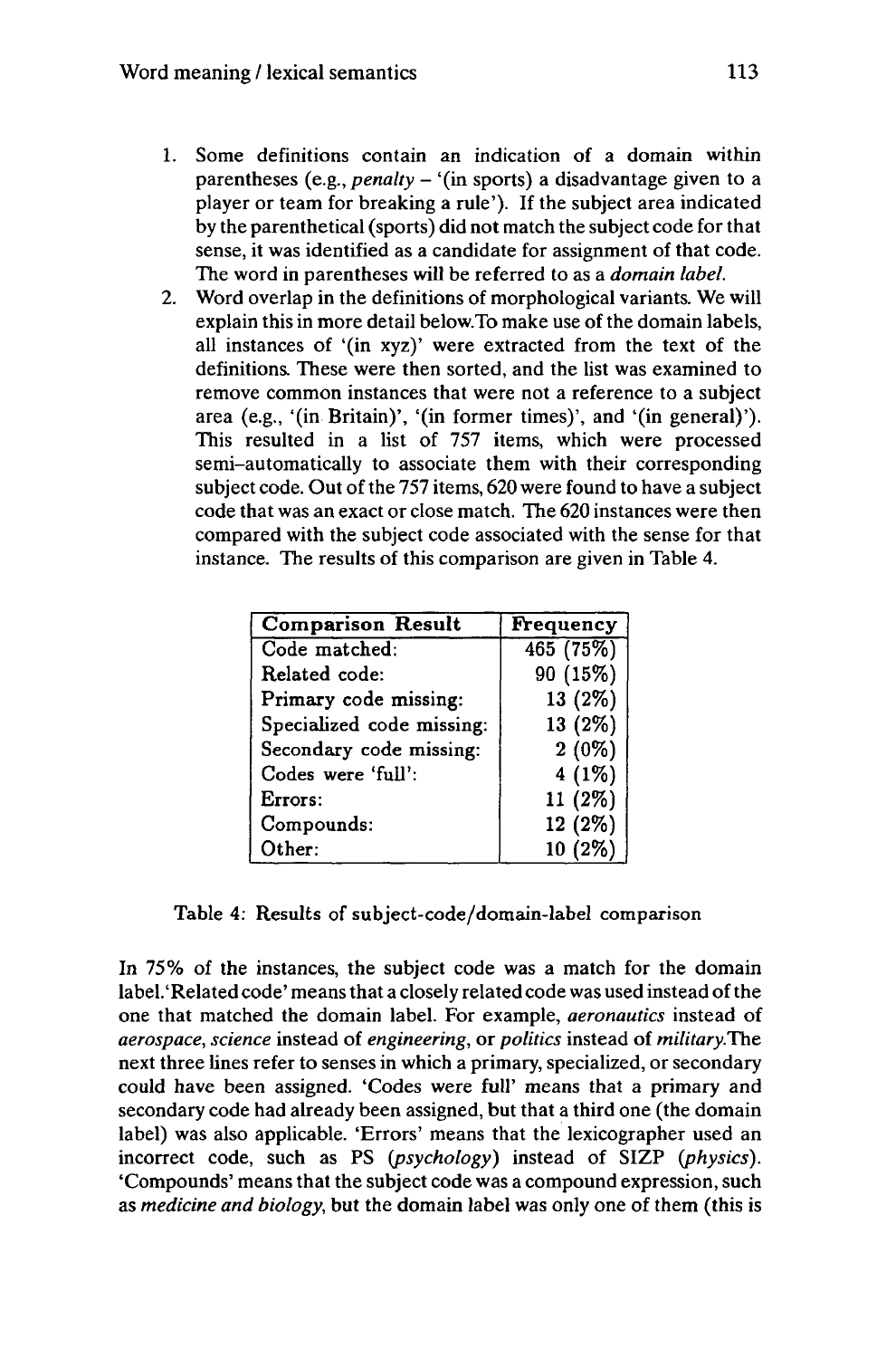1. Some definitions contain an indication of a domain within parentheses (e.g., *penalty* – '(in sports) a disadvantage given to a player or team for breaking a rule'). If the subject area indicated by the parenthetical (sports) did not match the subject code for that sense, it was identified as a candidate for assignment of that code. The word in parentheses will be referred to as a *domain label.*
2. Word overlap in the definitions of morphological variants. We will explain this in more detail below.To make use of the domain labels, all instances of '(in xyz)' were extracted from the text of the definitions. These were then sorted, and the list was examined to remove common instances that were not a reference to a subject area (e.g., '(in Britain)', '(in former times)', and '(in general)'). This resulted in a list of 757 items, which were processed semi-automatically to associate them with their corresponding subject code. Out of the 757 items, 620 were found to have a subject code that was an exact or close match. The 620 instances were then compared with the subject code associated with the sense for that instance. The results of this comparison are given in Table 4.

| Comparison Result | Frequency |
|---|---|
| Code matched: | 465 (75%) |
| Related code: | 90 (15%) |
| Primary code missing: | 13 (2%) |
| Specialized code missing: | 13 (2%) |
| Secondary code missing: | 2 (0%) |
| Codes were 'full': | 4 (1%) |
| Errors: | 11 (2%) |
| Compounds: | 12 (2%) |
| Other: | 10 (2%) |

Table 4: Results of subject-code/domain-label comparison

In 75% of the instances, the subject code was a match for the domain label.'Related code' means that a closely related code was used instead of the one that matched the domain label. For example, *aeronautics* instead of *aerospace*, *science* instead of *engineering*, or *politics* instead of *military*.The next three lines refer to senses in which a primary, specialized, or secondary could have been assigned. 'Codes were full' means that a primary and secondary code had already been assigned, but that a third one (the domain label) was also applicable. 'Errors' means that the lexicographer used an incorrect code, such as PS (*psychology*) instead of SIZP (*physics*). 'Compounds' means that the subject code was a compound expression, such as *medicine and biology*, but the domain label was only one of them (this is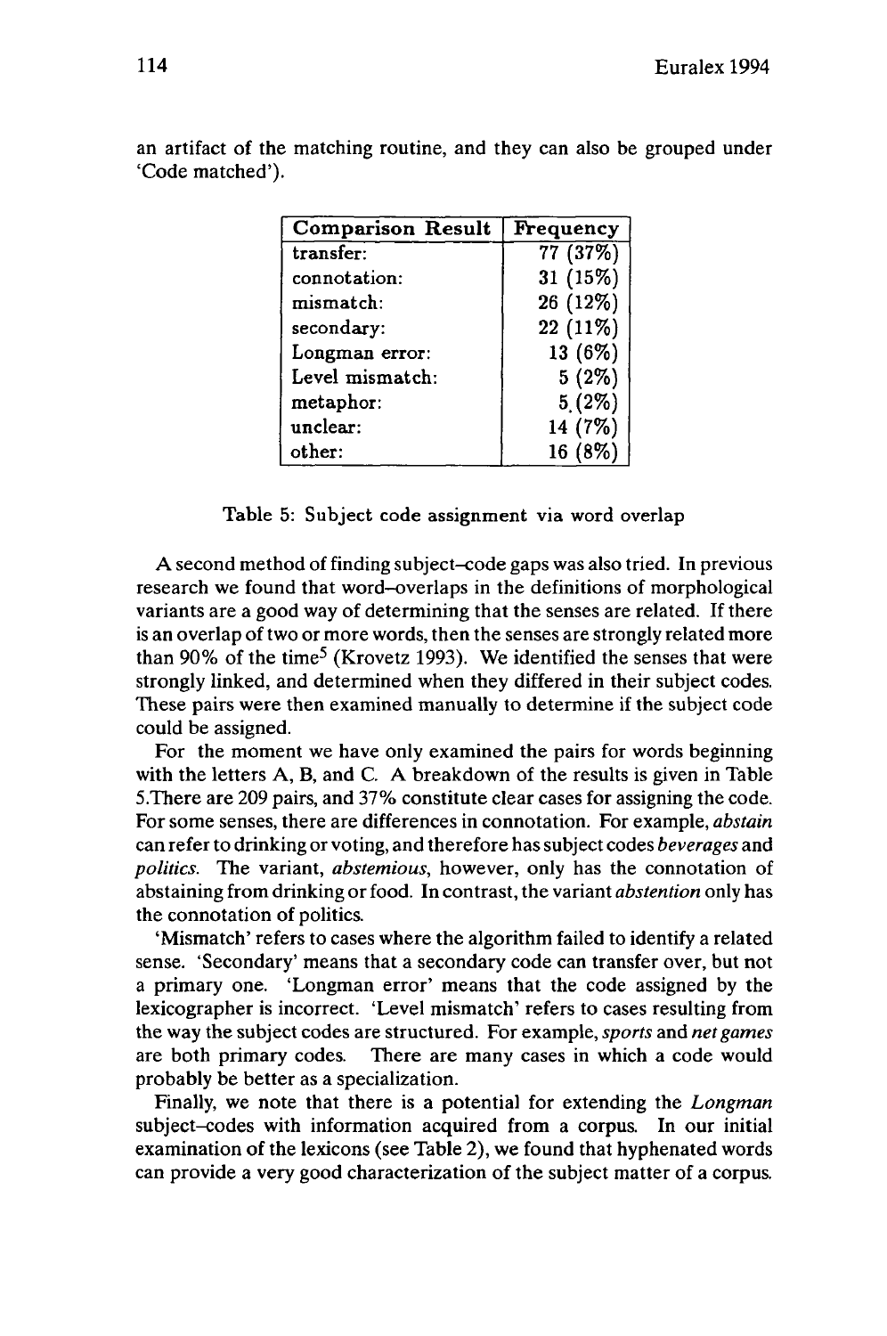an artifact of the matching routine, and they can also be grouped under 'Code matched').

| Comparison Result | Frequency |
|---|---|
| transfer: | 77 (37%) |
| connotation: | 31 (15%) |
| mismatch: | 26 (12%) |
| secondary: | 22 (11%) |
| Longman error: | 13 (6%) |
| Level mismatch: | 5 (2%) |
| metaphor: | 5 (2%) |
| unclear: | 14 (7%) |
| other: | 16 (8%) |

Table 5: Subject code assignment via word overlap

A second method of finding subject–code gaps was also tried. In previous research we found that word–overlaps in the definitions of morphological variants are a good way of determining that the senses are related. If there is an overlap of two or more words, then the senses are strongly related more than 90% of the time[5] (Krovetz 1993). We identified the senses that were strongly linked, and determined when they differed in their subject codes. These pairs were then examined manually to determine if the subject code could be assigned.

For the moment we have only examined the pairs for words beginning with the letters A, B, and C. A breakdown of the results is given in Table 5.There are 209 pairs, and 37% constitute clear cases for assigning the code. For some senses, there are differences in connotation. For example, *abstain* can refer to drinking or voting, and therefore has subject codes *beverages* and *politics*. The variant, *abstemious*, however, only has the connotation of abstaining from drinking or food. In contrast, the variant *abstention* only has the connotation of politics.

'Mismatch' refers to cases where the algorithm failed to identify a related sense. 'Secondary' means that a secondary code can transfer over, but not a primary one. 'Longman error' means that the code assigned by the lexicographer is incorrect. 'Level mismatch' refers to cases resulting from the way the subject codes are structured. For example, *sports* and *net games* are both primary codes. There are many cases in which a code would probably be better as a specialization.

Finally, we note that there is a potential for extending the *Longman* subject–codes with information acquired from a corpus. In our initial examination of the lexicons (see Table 2), we found that hyphenated words can provide a very good characterization of the subject matter of a corpus.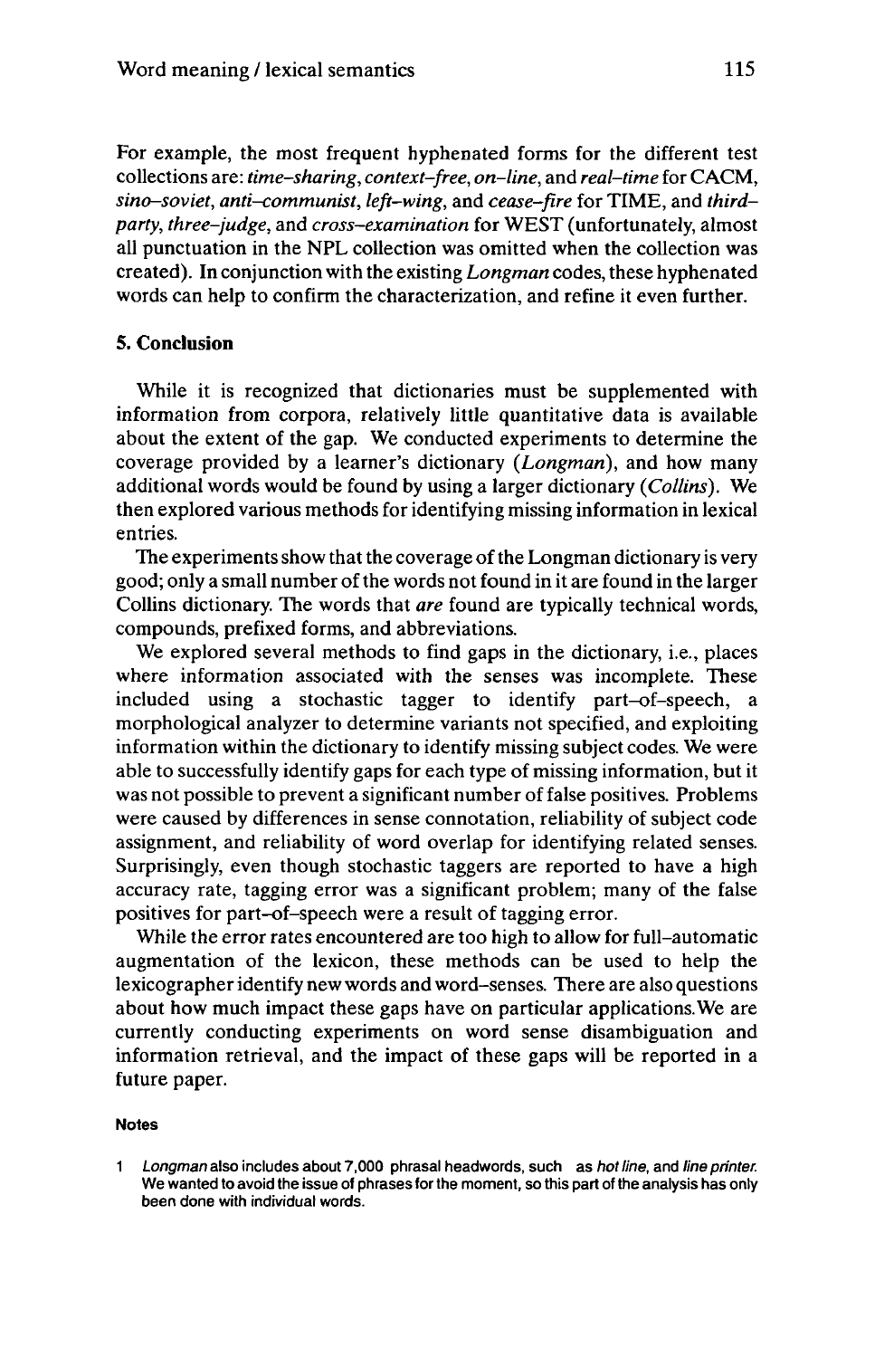For example, the most frequent hyphenated forms for the different test collections are: *time–sharing*, *context–free*, *on–line*, and *real–time* for CACM, *sino–soviet*, *anti–communist*, *left–wing*, and *cease–fire* for TIME, and *third–party*, *three–judge*, and *cross–examination* for WEST (unfortunately, almost all punctuation in the NPL collection was omitted when the collection was created). In conjunction with the existing *Longman* codes, these hyphenated words can help to confirm the characterization, and refine it even further.

## 5. Conclusion

While it is recognized that dictionaries must be supplemented with information from corpora, relatively little quantitative data is available about the extent of the gap. We conducted experiments to determine the coverage provided by a learner's dictionary (*Longman*), and how many additional words would be found by using a larger dictionary (*Collins*). We then explored various methods for identifying missing information in lexical entries.

The experiments show that the coverage of the Longman dictionary is very good; only a small number of the words not found in it are found in the larger Collins dictionary. The words that *are* found are typically technical words, compounds, prefixed forms, and abbreviations.

We explored several methods to find gaps in the dictionary, i.e., places where information associated with the senses was incomplete. These included using a stochastic tagger to identify part–of–speech, a morphological analyzer to determine variants not specified, and exploiting information within the dictionary to identify missing subject codes. We were able to successfully identify gaps for each type of missing information, but it was not possible to prevent a significant number of false positives. Problems were caused by differences in sense connotation, reliability of subject code assignment, and reliability of word overlap for identifying related senses. Surprisingly, even though stochastic taggers are reported to have a high accuracy rate, tagging error was a significant problem; many of the false positives for part–of–speech were a result of tagging error.

While the error rates encountered are too high to allow for full–automatic augmentation of the lexicon, these methods can be used to help the lexicographer identify new words and word–senses. There are also questions about how much impact these gaps have on particular applications.We are currently conducting experiments on word sense disambiguation and information retrieval, and the impact of these gaps will be reported in a future paper.

#### Notes

1 *Longman* also includes about 7,000 phrasal headwords, such as *hot line*, and *line printer*. We wanted to avoid the issue of phrases for the moment, so this part of the analysis has only been done with individual words.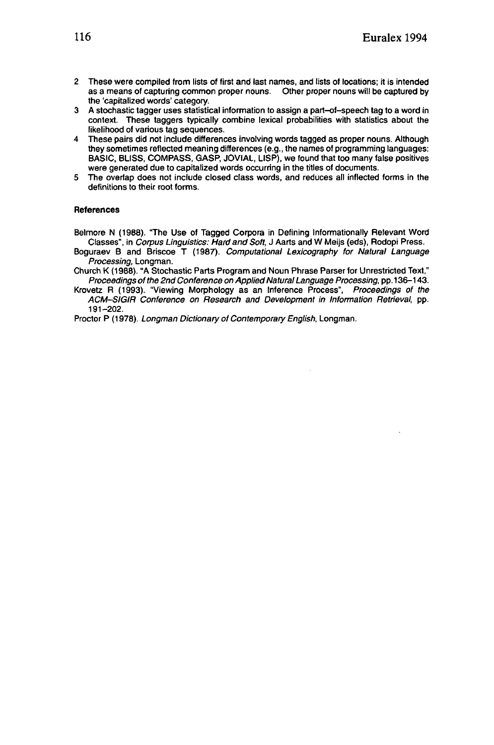2 These were compiled from lists of first and last names, and lists of locations; it is intended as a means of capturing common proper nouns. Other proper nouns will be captured by the 'capitalized words' category.

3 A stochastic tagger uses statistical information to assign a part–of–speech tag to a word in context. These taggers typically combine lexical probabilities with statistics about the likelihood of various tag sequences.

4 These pairs did not include differences involving words tagged as proper nouns. Although they sometimes reflected meaning differences (e.g., the names of programming languages: BASIC, BLISS, COMPASS, GASP, JOVIAL, LISP), we found that too many false positives were generated due to capitalized words occurring in the titles of documents.

5 The overlap does not include closed class words, and reduces all inflected forms in the definitions to their root forms.

**References**

Belmore N (1988). "The Use of Tagged Corpora in Defining Informationally Relevant Word Classes", in *Corpus Linguistics: Hard and Soft*, J Aarts and W Meijs (eds), Rodopi Press.

Boguraev B and Briscoe T (1987). *Computational Lexicography for Natural Language Processing*, Longman.

Church K (1988). "A Stochastic Parts Program and Noun Phrase Parser for Unrestricted Text," *Proceedings of the 2nd Conference on Applied Natural Language Processing*, pp.136–143.

Krovetz R (1993). "Viewing Morphology as an Inference Process", *Proceedings of the ACM–SIGIR Conference on Research and Development in Information Retrieval*, pp. 191–202.

Proctor P (1978). *Longman Dictionary of Contemporary English*, Longman.